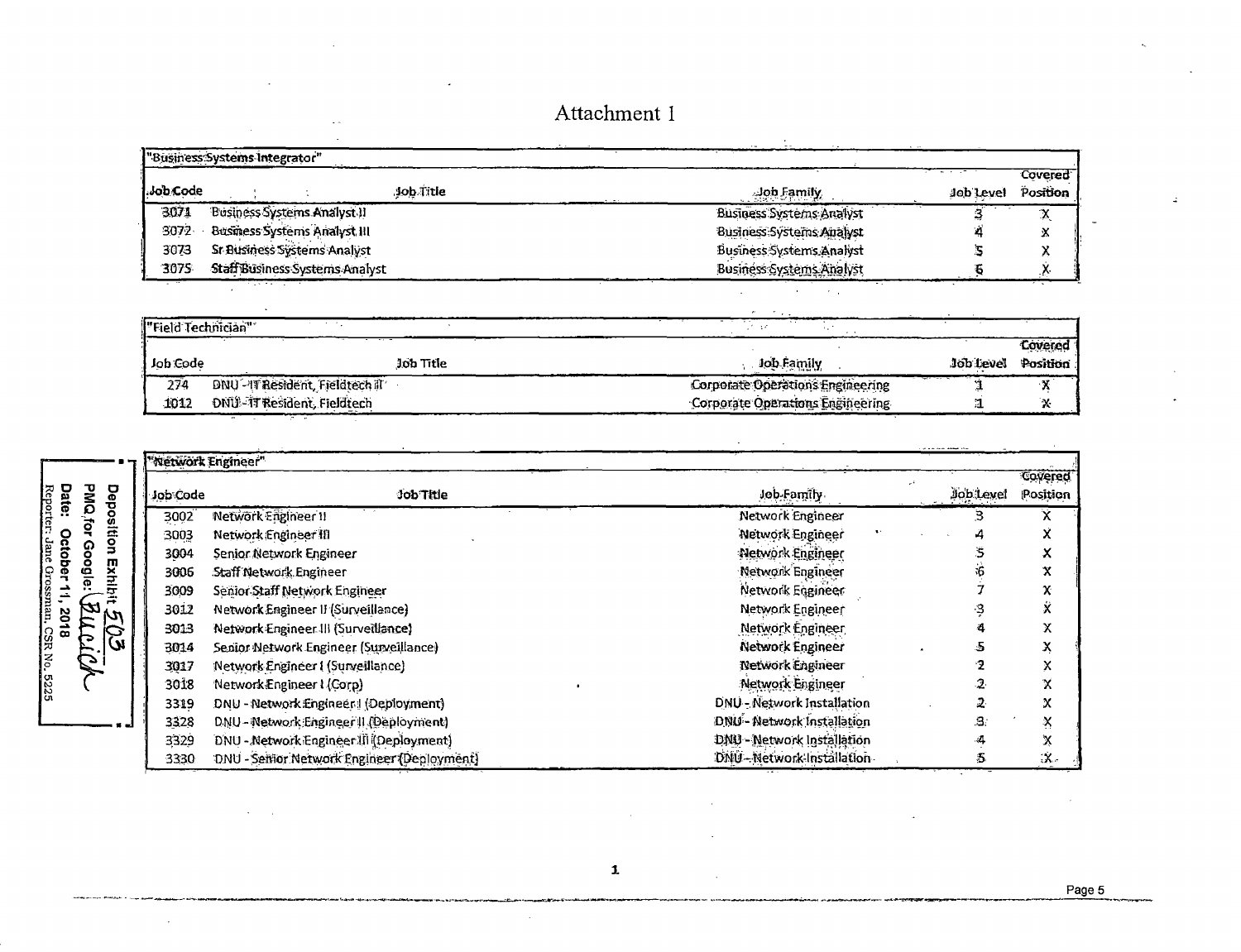# Attachment 1

| "Business Systems Integrator" | | | | |
|---|---|---|---|---|
| Job Code | Job Title | Job Family | Job Level | Covered Position |
| 3071 | Business Systems Analyst II | Business Systems Analyst | 3 | X |
| 3072 | Business Systems Analyst III | Business Systems Analyst | 4 | X |
| 3073 | Sr Business Systems Analyst | Business Systems Analyst | 5 | X |
| 3075 | Staff Business Systems Analyst | Business Systems Analyst | 6 | X |

| "Field Technician" | | | | |
|---|---|---|---|---|
| Job Code | Job Title | Job Family | Job Level | Covered Position |
| 274 | DNU - IT Resident, Fieldtech II | Corporate Operations Engineering | 1 | X |
| 1012 | DNU - IT Resident, Fieldtech | Corporate Operations Engineering | 1 | X |

| "Network Engineer" | | | | |
|---|---|---|---|---|
| Job Code | Job Title | Job Family | Job Level | Covered Position |
| 3002 | Network Engineer II | Network Engineer | 3 | X |
| 3003 | Network Engineer III | Network Engineer | 4 | X |
| 3004 | Senior Network Engineer | Network Engineer | 5 | X |
| 3006 | Staff Network Engineer | Network Engineer | 6 | X |
| 3009 | Senior Staff Network Engineer | Network Engineer | 7 | X |
| 3012 | Network Engineer II (Surveillance) | Network Engineer | 3 | X |
| 3013 | Network Engineer III (Surveillance) | Network Engineer | 4 | X |
| 3014 | Senior Network Engineer (Surveillance) | Network Engineer | 5 | X |
| 3017 | Network Engineer I (Surveillance) | Network Engineer | 2 | X |
| 3018 | Network Engineer I (Corp) | Network Engineer | 2 | X |
| 3319 | DNU - Network Engineer I (Deployment) | DNU - Network Installation | 2 | X |
| 3328 | DNU - Network Engineer II (Deployment) | DNU - Network Installation | 3 | X |
| 3329 | DNU - Network Engineer III (Deployment) | DNU - Network Installation | 4 | X |
| 3330 | DNU - Senior Network Engineer (Deployment) | DNU - Network Installation | 5 | X |

Deposition Exhibit 503
PMQ for Google: Bucick
Date: October 11, 2018
Reporter: Jane Grossman, CSR No. 5225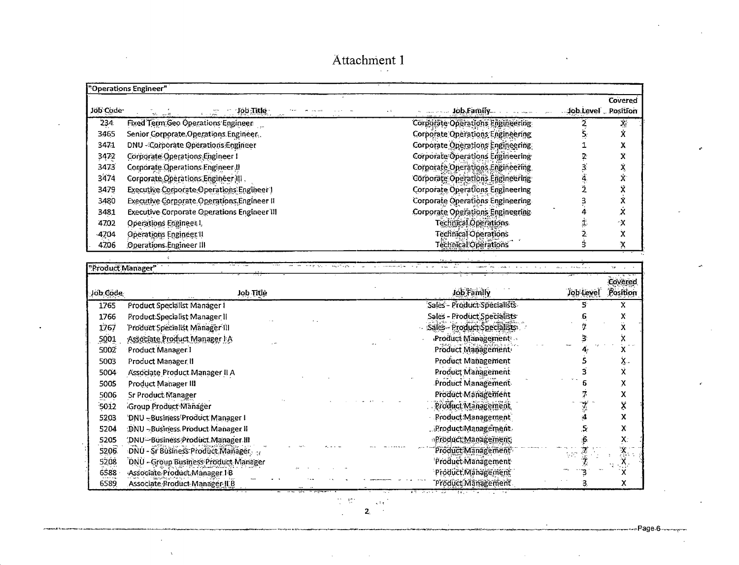# Attachment 1

| "Operations Engineer" | | | | |
|---|---|---|---|---|
| Job Code | Job Title | Job Family | Job Level | Covered Position |
| 234 | Fixed Term Geo Operations Engineer | Corporate Operations Engineering | 2 | X |
| 3465 | Senior Corporate Operations Engineer | Corporate Operations Engineering | 5 | X |
| 3471 | DNU - Corporate Operations Engineer | Corporate Operations Engineering | 1 | X |
| 3472 | Corporate Operations Engineer I | Corporate Operations Engineering | 2 | X |
| 3473 | Corporate Operations Engineer II | Corporate Operations Engineering | 3 | X |
| 3474 | Corporate Operations Engineer III | Corporate Operations Engineering | 4 | X |
| 3479 | Executive Corporate Operations Engineer I | Corporate Operations Engineering | 2 | X |
| 3480 | Executive Corporate Operations Engineer II | Corporate Operations Engineering | 3 | X |
| 3481 | Executive Corporate Operations Engineer III | Corporate Operations Engineering | 4 | X |
| 4702 | Operations Engineer I | Technical Operations | 1 | X |
| 4704 | Operations Engineer II | Technical Operations | 2 | X |
| 4706 | Operations Engineer III | Technical Operations | 3 | X |

| "Product Manager" | | | | |
|---|---|---|---|---|
| Job Code | Job Title | Job Family | Job Level | Covered Position |
| 1765 | Product Specialist Manager I | Sales - Product Specialists | 5 | X |
| 1766 | Product Specialist Manager II | Sales - Product Specialists | 6 | X |
| 1767 | Product Specialist Manager III | Sales - Product Specialists | 7 | X |
| 5001 | Associate Product Manager I A | Product Management | 3 | X |
| 5002 | Product Manager I | Product Management | 4 | X |
| 5003 | Product Manager II | Product Management | 5 | X |
| 5004 | Associate Product Manager II A | Product Management | 3 | X |
| 5005 | Product Manager III | Product Management | 6 | X |
| 5006 | Sr Product Manager | Product Management | 7 | X |
| 5012 | Group Product Manager | Product Management | 7 | X |
| 5203 | DNU - Business Product Manager I | Product Management | 4 | X |
| 5204 | DNU - Business Product Manager II | Product Management | 5 | X |
| 5205 | DNU - Business Product Manager III | Product Management | 6 | X |
| 5206 | DNU - Sr Business Product Manager | Product Management | 7 | X |
| 5208 | DNU - Group Business Product Manager | Product Management | 7 | X |
| 6588 | Associate Product Manager I B | Product Management | 3 | X |
| 6589 | Associate Product Manager II B | Product Management | 3 | X |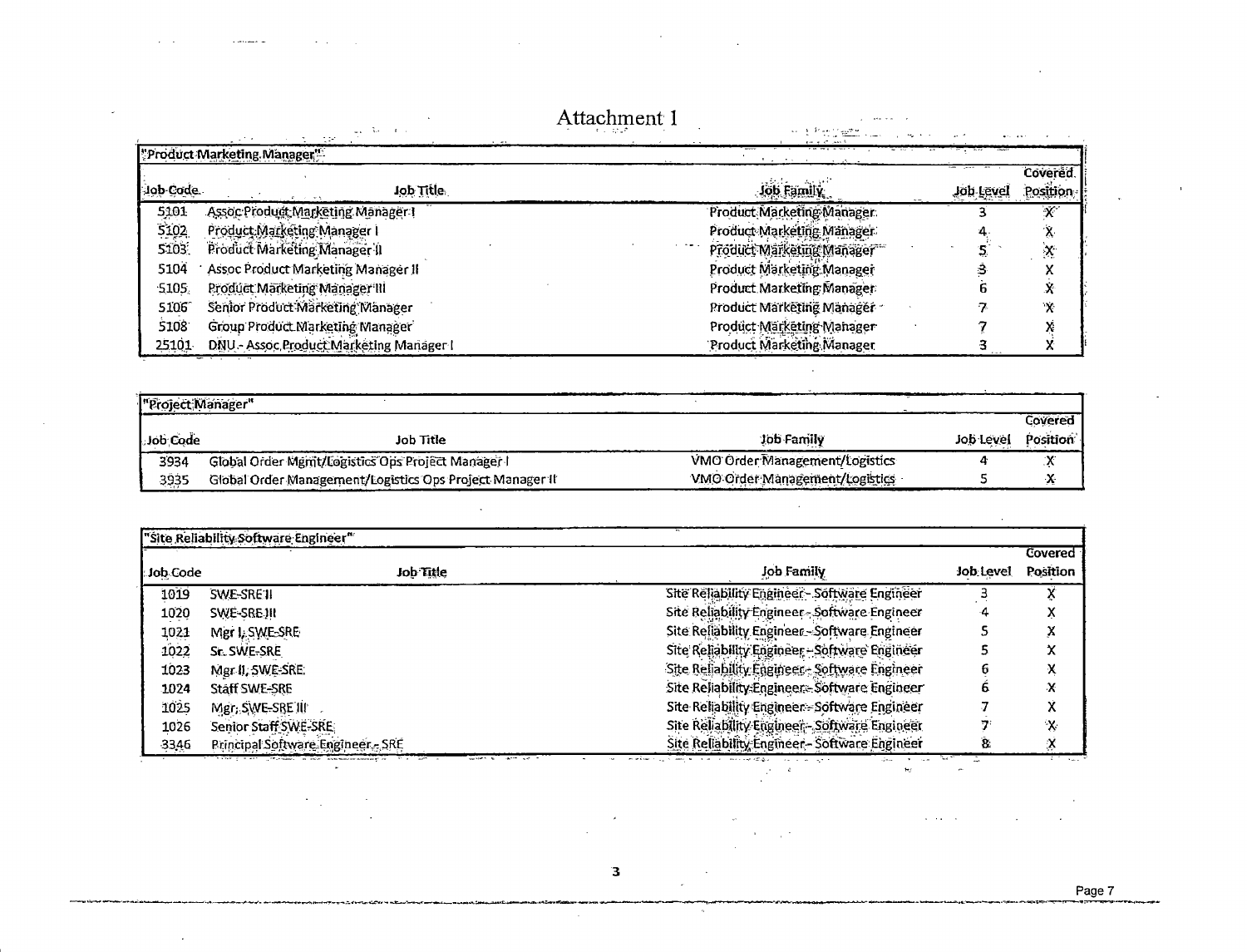# Attachment 1

| "Product Marketing Manager" | | | | |
|---|---|---|---|---|
| **Job Code** | **Job Title** | **Job Family** | **Job Level** | **Covered Position** |
| 5101 | Assoc Product Marketing Manager I | Product Marketing Manager | 3 | X |
| 5102 | Product Marketing Manager I | Product Marketing Manager | 4 | X |
| 5103 | Product Marketing Manager II | Product Marketing Manager | 5 | X |
| 5104 | Assoc Product Marketing Manager II | Product Marketing Manager | 3 | X |
| 5105 | Product Marketing Manager III | Product Marketing Manager | 6 | X |
| 5106 | Senior Product Marketing Manager | Product Marketing Manager | 7 | X |
| 5108 | Group Product Marketing Manager | Product Marketing Manager | 7 | X |
| 25101 | DNU - Assoc Product Marketing Manager I | Product Marketing Manager | 3 | X |

| "Project Manager" | | | | |
|---|---|---|---|---|
| **Job Code** | **Job Title** | **Job Family** | **Job Level** | **Covered Position** |
| 3934 | Global Order Mgmt/Logistics Ops Project Manager I | VMO Order Management/Logistics | 4 | X |
| 3935 | Global Order Management/Logistics Ops Project Manager II | VMO Order Management/Logistics | 5 | X |

| "Site Reliability Software Engineer" | | | | |
|---|---|---|---|---|
| **Job Code** | **Job Title** | **Job Family** | **Job Level** | **Covered Position** |
| 1019 | SWE-SRE II | Site Reliability Engineer - Software Engineer | 3 | X |
| 1020 | SWE-SRE III | Site Reliability Engineer - Software Engineer | 4 | X |
| 1021 | Mgr I, SWE-SRE | Site Reliability Engineer - Software Engineer | 5 | X |
| 1022 | Sr. SWE-SRE | Site Reliability Engineer - Software Engineer | 5 | X |
| 1023 | Mgr II, SWE-SRE | Site Reliability Engineer - Software Engineer | 6 | X |
| 1024 | Staff SWE-SRE | Site Reliability Engineer - Software Engineer | 6 | X |
| 1025 | Mgr, SWE-SRE III | Site Reliability Engineer - Software Engineer | 7 | X |
| 1026 | Senior Staff SWE-SRE | Site Reliability Engineer - Software Engineer | 7 | X |
| 3346 | Principal Software Engineer - SRE | Site Reliability Engineer - Software Engineer | 8 | X |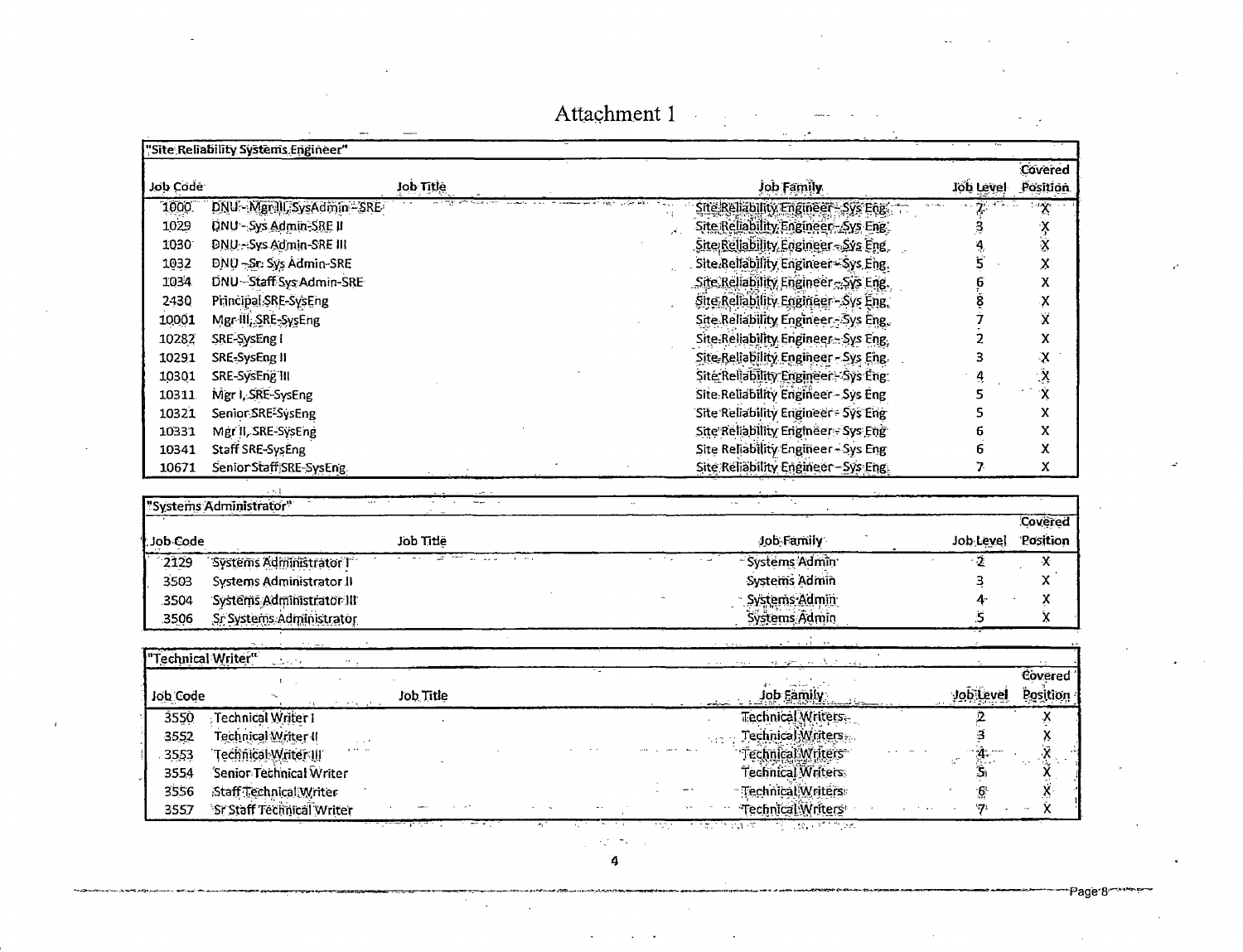# Attachment 1

| "Site Reliability Systems Engineer" | | | | |
|---|---|---|---|---|
| Job Code | Job Title | Job Family | Job Level | Covered Position |
| 1000 | DNU - Mgr III, SysAdmin - SRE | Site Reliability Engineer - Sys Eng | 7 | X |
| 1029 | DNU - Sys Admin-SRE II | Site Reliability Engineer - Sys Eng | 3 | X |
| 1030 | DNU - Sys Admin-SRE III | Site Reliability Engineer - Sys Eng | 4 | X |
| 1032 | DNU - Sr. Sys Admin-SRE | Site Reliability Engineer - Sys Eng | 5 | X |
| 1034 | DNU - Staff Sys Admin-SRE | Site Reliability Engineer - Sys Eng | 6 | X |
| 2430 | Principal SRE-SysEng | Site Reliability Engineer - Sys Eng | 8 | X |
| 10001 | Mgr III, SRE-SysEng | Site Reliability Engineer - Sys Eng | 7 | X |
| 10282 | SRE-SysEng I | Site Reliability Engineer - Sys Eng | 2 | X |
| 10291 | SRE-SysEng II | Site Reliability Engineer - Sys Eng | 3 | X |
| 10301 | SRE-SysEng III | Site Reliability Engineer - Sys Eng | 4 | X |
| 10311 | Mgr I, SRE-SysEng | Site Reliability Engineer - Sys Eng | 5 | X |
| 10321 | Senior SRE-SysEng | Site Reliability Engineer - Sys Eng | 5 | X |
| 10331 | Mgr II, SRE-SysEng | Site Reliability Engineer - Sys Eng | 6 | X |
| 10341 | Staff SRE-SysEng | Site Reliability Engineer - Sys Eng | 6 | X |
| 10671 | Senior Staff SRE-SysEng | Site Reliability Engineer - Sys Eng | 7 | X |

| "Systems Administrator" | | | | |
|---|---|---|---|---|
| Job Code | Job Title | Job Family | Job Level | Covered Position |
| 2129 | Systems Administrator I | Systems Admin | 2 | X |
| 3503 | Systems Administrator II | Systems Admin | 3 | X |
| 3504 | Systems Administrator III | Systems Admin | 4 | X |
| 3506 | Sr Systems Administrator | Systems Admin | 5 | X |

| "Technical Writer" | | | | |
|---|---|---|---|---|
| Job Code | Job Title | Job Family | Job Level | Covered Position |
| 3550 | Technical Writer I | Technical Writers | 2 | X |
| 3552 | Technical Writer II | Technical Writers | 3 | X |
| 3553 | Technical Writer III | Technical Writers | 4 | X |
| 3554 | Senior Technical Writer | Technical Writers | 5 | X |
| 3556 | Staff Technical Writer | Technical Writers | 6 | X |
| 3557 | Sr Staff Technical Writer | Technical Writers | 7 | X |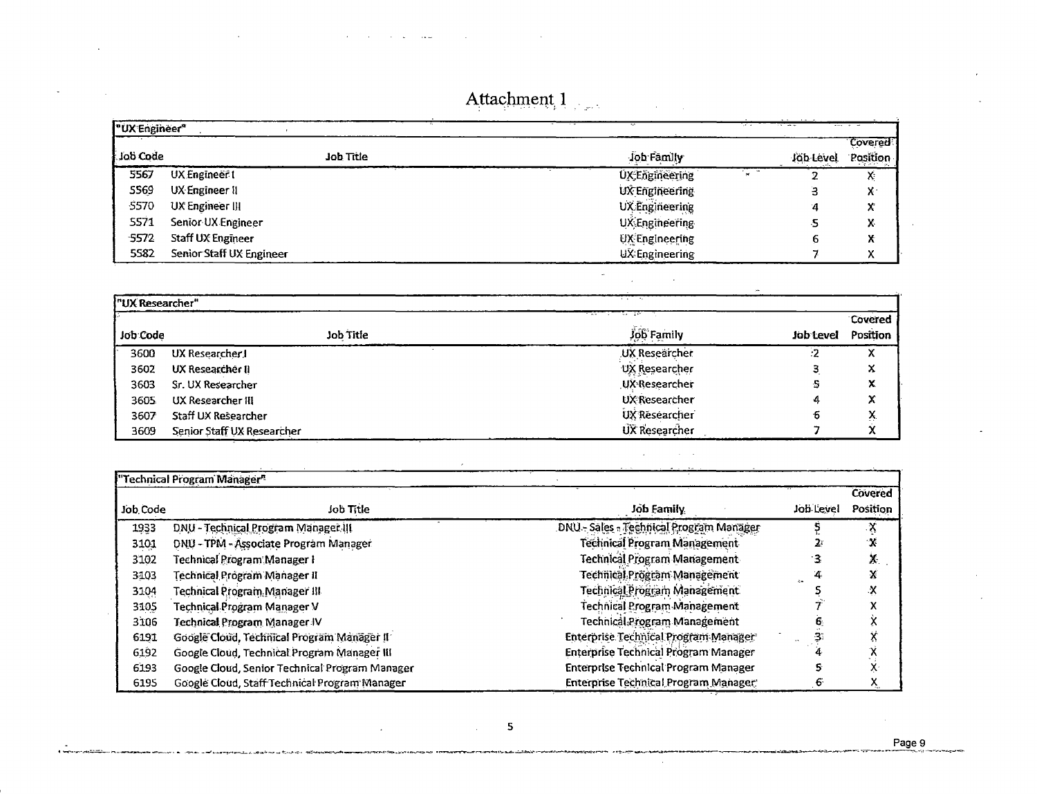# Attachment 1

| "UX Engineer" | | | | |
|---|---|---|---|---|
| **Job Code** | **Job Title** | **Job Family** | **Job Level** | **Covered Position** |
| 5567 | UX Engineer I | UX Engineering | 2 | X |
| 5569 | UX Engineer II | UX Engineering | 3 | X |
| 5570 | UX Engineer III | UX Engineering | 4 | X |
| 5571 | Senior UX Engineer | UX Engineering | 5 | X |
| 5572 | Staff UX Engineer | UX Engineering | 6 | X |
| 5582 | Senior Staff UX Engineer | UX Engineering | 7 | X |

| "UX Researcher" | | | | |
|---|---|---|---|---|
| **Job Code** | **Job Title** | **Job Family** | **Job Level** | **Covered Position** |
| 3600 | UX Researcher I | UX Researcher | 2 | X |
| 3602 | UX Researcher II | UX Researcher | 3 | X |
| 3603 | Sr. UX Researcher | UX Researcher | 5 | X |
| 3605 | UX Researcher III | UX Researcher | 4 | X |
| 3607 | Staff UX Researcher | UX Researcher | 6 | X |
| 3609 | Senior Staff UX Researcher | UX Researcher | 7 | X |

| "Technical Program Manager" | | | | |
|---|---|---|---|---|
| **Job Code** | **Job Title** | **Job Family** | **Job Level** | **Covered Position** |
| 1933 | DNU - Technical Program Manager III | DNU - Sales - Technical Program Manager | 5 | X |
| 3101 | DNU - TPM - Associate Program Manager | Technical Program Management | 2 | X |
| 3102 | Technical Program Manager I | Technical Program Management | 3 | X |
| 3103 | Technical Program Manager II | Technical Program Management | 4 | X |
| 3104 | Technical Program Manager III | Technical Program Management | 5 | X |
| 3105 | Technical Program Manager V | Technical Program Management | 7 | X |
| 3106 | Technical Program Manager IV | Technical Program Management | 6 | X |
| 6191 | Google Cloud, Technical Program Manager II | Enterprise Technical Program Manager | 3 | X |
| 6192 | Google Cloud, Technical Program Manager III | Enterprise Technical Program Manager | 4 | X |
| 6193 | Google Cloud, Senior Technical Program Manager | Enterprise Technical Program Manager | 5 | X |
| 6195 | Google Cloud, Staff Technical Program Manager | Enterprise Technical Program Manager | 6 | X |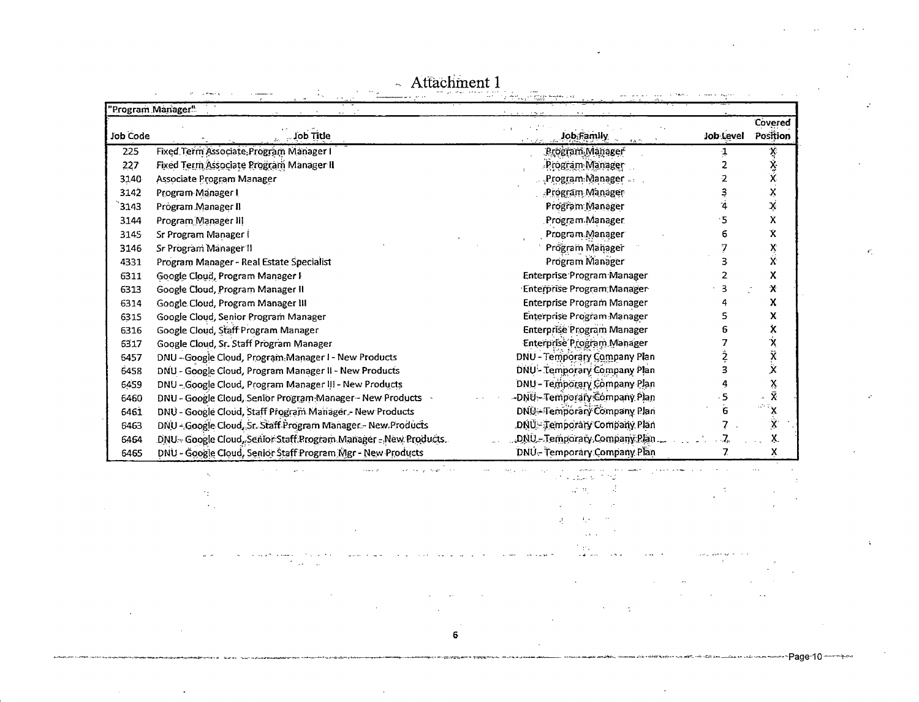# Attachment 1

**"Program Manager"**

| Job Code | Job Title | Job Family | Job Level | Covered Position |
|---|---|---|---|---|
| 225 | Fixed Term Associate Program Manager I | Program Manager | 1 | X |
| 227 | Fixed Term Associate Program Manager II | Program Manager | 2 | X |
| 3140 | Associate Program Manager | Program Manager | 2 | X |
| 3142 | Program Manager I | Program Manager | 3 | X |
| 3143 | Program Manager II | Program Manager | 4 | X |
| 3144 | Program Manager III | Program Manager | 5 | X |
| 3145 | Sr Program Manager I | Program Manager | 6 | X |
| 3146 | Sr Program Manager II | Program Manager | 7 | X |
| 4331 | Program Manager - Real Estate Specialist | Program Manager | 3 | X |
| 6311 | Google Cloud, Program Manager I | Enterprise Program Manager | 2 | X |
| 6313 | Google Cloud, Program Manager II | Enterprise Program Manager | 3 | X |
| 6314 | Google Cloud, Program Manager III | Enterprise Program Manager | 4 | X |
| 6315 | Google Cloud, Senior Program Manager | Enterprise Program Manager | 5 | X |
| 6316 | Google Cloud, Staff Program Manager | Enterprise Program Manager | 6 | X |
| 6317 | Google Cloud, Sr. Staff Program Manager | Enterprise Program Manager | 7 | X |
| 6457 | DNU - Google Cloud, Program Manager I - New Products | DNU - Temporary Company Plan | 2 | X |
| 6458 | DNU - Google Cloud, Program Manager II - New Products | DNU - Temporary Company Plan | 3 | X |
| 6459 | DNU - Google Cloud, Program Manager III - New Products | DNU - Temporary Company Plan | 4 | X |
| 6460 | DNU - Google Cloud, Senior Program Manager - New Products | DNU - Temporary Company Plan | 5 | X |
| 6461 | DNU - Google Cloud, Staff Program Manager - New Products | DNU - Temporary Company Plan | 6 | X |
| 6463 | DNU - Google Cloud, Sr. Staff Program Manager - New Products | DNU - Temporary Company Plan | 7 | X |
| 6464 | DNU - Google Cloud, Senior Staff Program Manager - New Products | DNU - Temporary Company Plan | 7 | X |
| 6465 | DNU - Google Cloud, Senior Staff Program Mgr - New Products | DNU - Temporary Company Plan | 7 | X |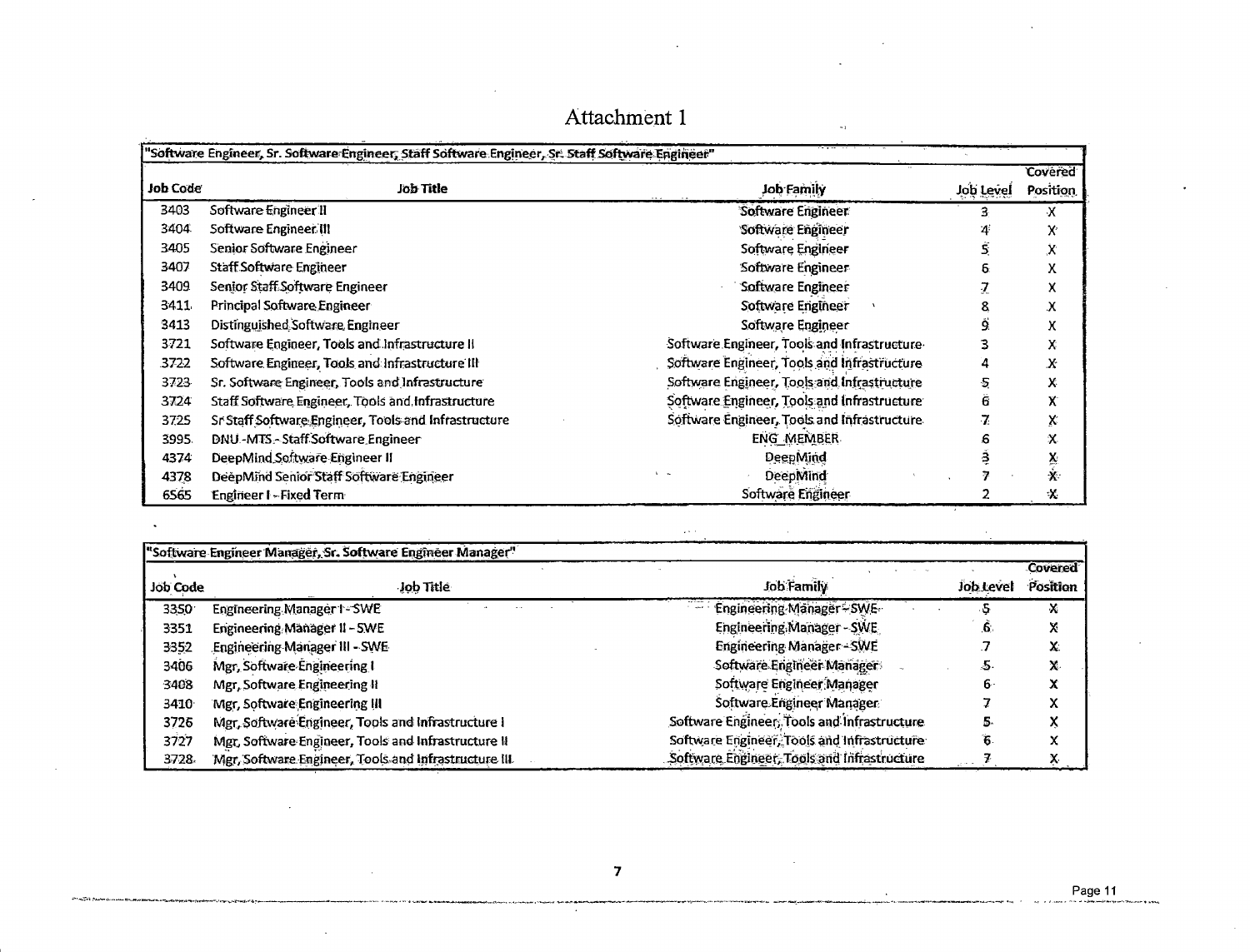# Attachment 1

| "Software Engineer, Sr. Software Engineer, Staff Software Engineer, Sr. Staff Software Engineer" | | | | |
|---|---|---|---|---|
| **Job Code** | **Job Title** | **Job Family** | **Job Level** | **Covered Position** |
| 3403 | Software Engineer II | Software Engineer | 3 | X |
| 3404 | Software Engineer III | Software Engineer | 4 | X |
| 3405 | Senior Software Engineer | Software Engineer | 5 | X |
| 3407 | Staff Software Engineer | Software Engineer | 6 | X |
| 3409 | Senior Staff Software Engineer | Software Engineer | 7 | X |
| 3411 | Principal Software Engineer | Software Engineer | 8 | X |
| 3413 | Distinguished Software Engineer | Software Engineer | 9 | X |
| 3721 | Software Engineer, Tools and Infrastructure II | Software Engineer, Tools and Infrastructure | 3 | X |
| 3722 | Software Engineer, Tools and Infrastructure III | Software Engineer, Tools and Infrastructure | 4 | X |
| 3723 | Sr. Software Engineer, Tools and Infrastructure | Software Engineer, Tools and Infrastructure | 5 | X |
| 3724 | Staff Software Engineer, Tools and Infrastructure | Software Engineer, Tools and Infrastructure | 6 | X |
| 3725 | Sr Staff Software Engineer, Tools and Infrastructure | Software Engineer, Tools and Infrastructure | 7 | X |
| 3995 | DNU -MTS - Staff Software Engineer | ENG_MEMBER | 6 | X |
| 4374 | DeepMind Software Engineer II | DeepMind | 3 | X |
| 4378 | DeepMind Senior Staff Software Engineer | DeepMind | 7 | X |
| 6565 | Engineer I - Fixed Term | Software Engineer | 2 | X |

| "Software Engineer Manager, Sr. Software Engineer Manager" | | | | |
|---|---|---|---|---|
| **Job Code** | **Job Title** | **Job Family** | **Job Level** | **Covered Position** |
| 3350 | Engineering Manager I - SWE | Engineering Manager - SWE | 5 | X |
| 3351 | Engineering Manager II - SWE | Engineering Manager - SWE | 6 | X |
| 3352 | Engineering Manager III - SWE | Engineering Manager - SWE | 7 | X |
| 3406 | Mgr, Software Engineering I | Software Engineer Manager | 5 | X |
| 3408 | Mgr, Software Engineering II | Software Engineer Manager | 6 | X |
| 3410 | Mgr, Software Engineering III | Software Engineer Manager | 7 | X |
| 3726 | Mgr, Software Engineer, Tools and Infrastructure I | Software Engineer, Tools and Infrastructure | 5 | X |
| 3727 | Mgr, Software Engineer, Tools and Infrastructure II | Software Engineer, Tools and Infrastructure | 6 | X |
| 3728 | Mgr, Software Engineer, Tools and Infrastructure III | Software Engineer, Tools and Infrastructure | 7 | X |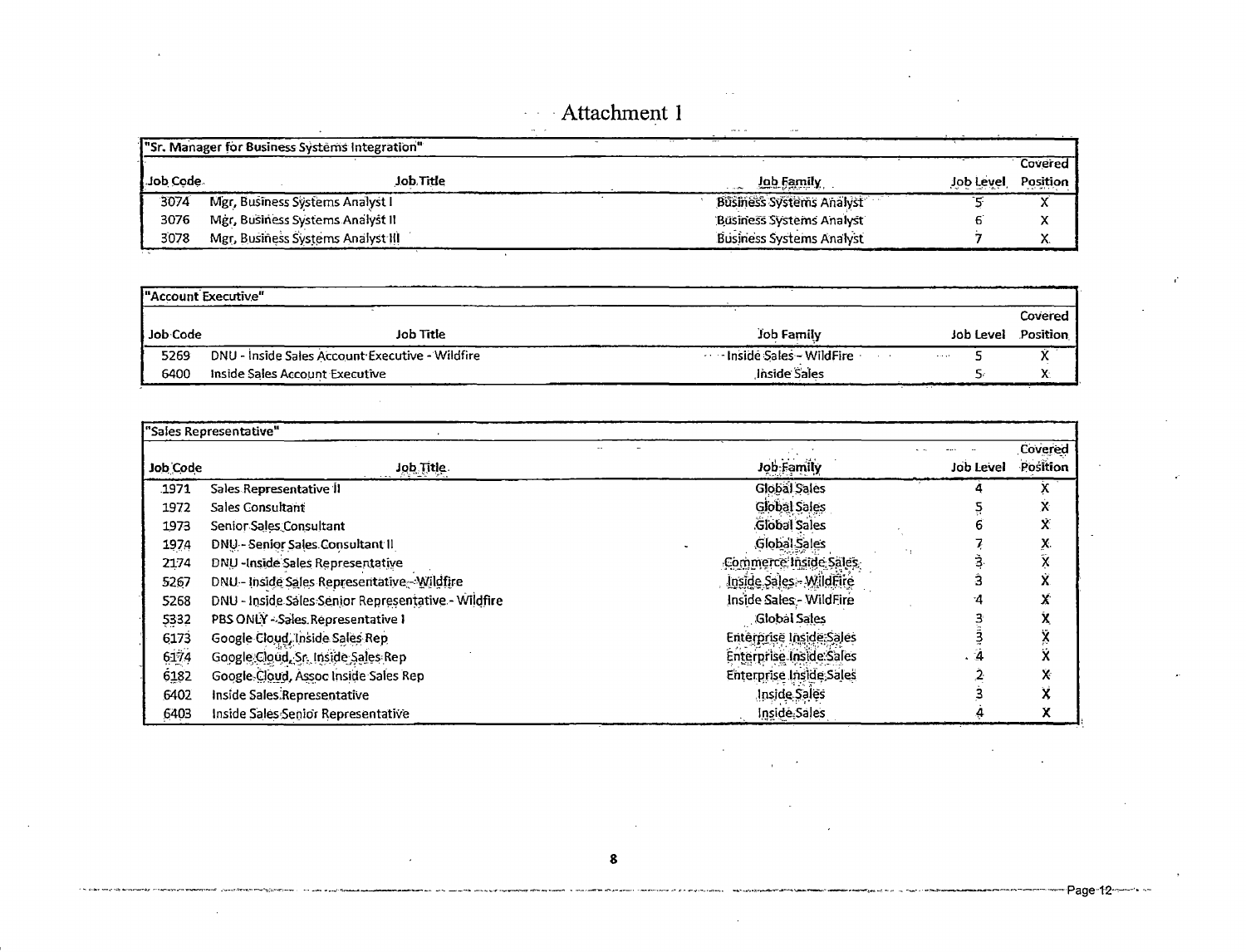# Attachment 1

| "Sr. Manager for Business Systems Integration" | | | | |
|---|---|---|---|---|
| Job Code | Job Title | Job Family | Job Level | Covered Position |
| 3074 | Mgr, Business Systems Analyst I | Business Systems Analyst | 5 | X |
| 3076 | Mgr, Business Systems Analyst II | Business Systems Analyst | 6 | X |
| 3078 | Mgr, Business Systems Analyst III | Business Systems Analyst | 7 | X |

| "Account Executive" | | | | |
|---|---|---|---|---|
| Job Code | Job Title | Job Family | Job Level | Covered Position |
| 5269 | DNU - Inside Sales Account Executive - Wildfire | Inside Sales - WildFire | 5 | X |
| 6400 | Inside Sales Account Executive | Inside Sales | 5 | X |

| "Sales Representative" | | | | |
|---|---|---|---|---|
| Job Code | Job Title | Job Family | Job Level | Covered Position |
| 1971 | Sales Representative II | Global Sales | 4 | X |
| 1972 | Sales Consultant | Global Sales | 5 | X |
| 1973 | Senior Sales Consultant | Global Sales | 6 | X |
| 1974 | DNU - Senior Sales Consultant II | Global Sales | 7 | X |
| 2174 | DNU -Inside Sales Representative | Commerce Inside Sales | 3 | X |
| 5267 | DNU - Inside Sales Representative - Wildfire | Inside Sales - WildFire | 3 | X |
| 5268 | DNU - Inside Sales Senior Representative - Wildfire | Inside Sales - WildFire | 4 | X |
| 5332 | PBS ONLY - Sales Representative I | Global Sales | 3 | X |
| 6173 | Google Cloud, Inside Sales Rep | Enterprise Inside Sales | 3 | X |
| 6174 | Google Cloud, Sr. Inside Sales Rep | Enterprise Inside Sales | 4 | X |
| 6182 | Google Cloud, Assoc Inside Sales Rep | Enterprise Inside Sales | 2 | X |
| 6402 | Inside Sales Representative | Inside Sales | 3 | X |
| 6403 | Inside Sales Senior Representative | Inside Sales | 4 | X |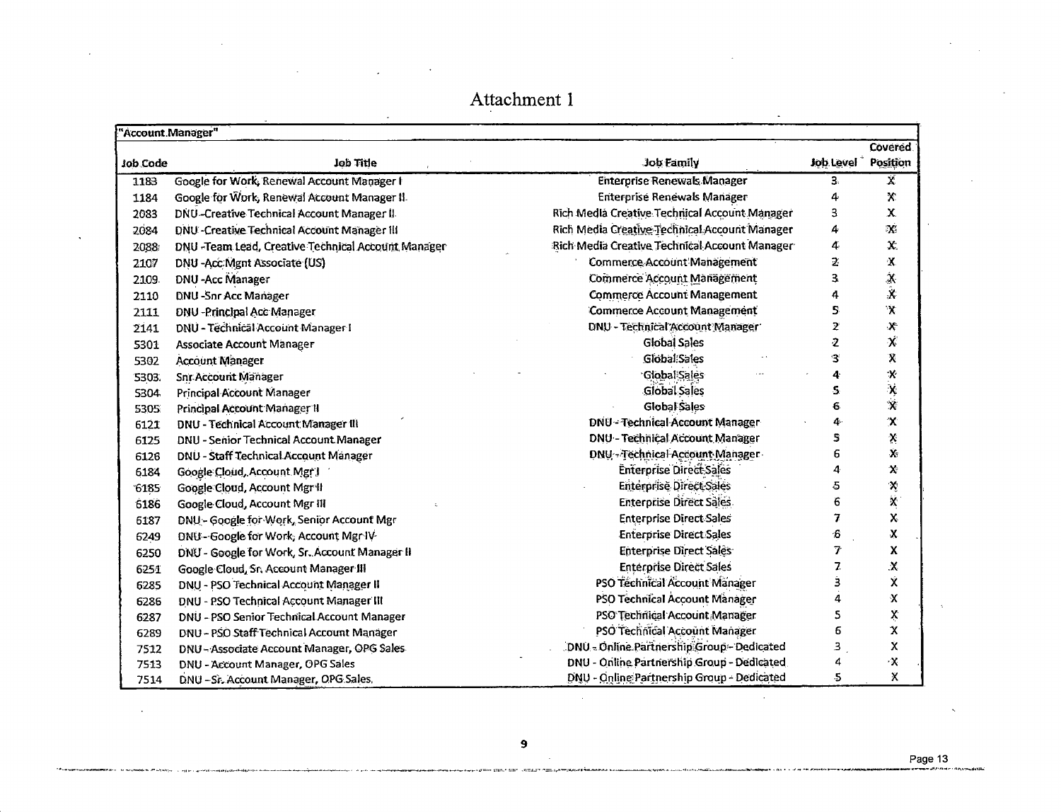# Attachment 1

| "Account Manager" | | | | |
|---|---|---|---|---|
| **Job Code** | **Job Title** | **Job Family** | **Job Level** | **Covered Position** |
| 1183 | Google for Work, Renewal Account Manager I | Enterprise Renewals Manager | 3 | X |
| 1184 | Google for Work, Renewal Account Manager II | Enterprise Renewals Manager | 4 | X |
| 2083 | DNU -Creative Technical Account Manager II | Rich Media Creative Technical Account Manager | 3 | X |
| 2084 | DNU -Creative Technical Account Manager III | Rich Media Creative Technical Account Manager | 4 | X |
| 2088 | DNU -Team Lead, Creative Technical Account Manager | Rich Media Creative Technical Account Manager | 4 | X |
| 2107 | DNU -Acc Mgnt Associate (US) | Commerce Account Management | 2 | X |
| 2109 | DNU -Acc Manager | Commerce Account Management | 3 | X |
| 2110 | DNU -Snr Acc Manager | Commerce Account Management | 4 | X |
| 2111 | DNU -Principal Acc Manager | Commerce Account Management | 5 | X |
| 2141 | DNU - Technical Account Manager I | DNU - Technical Account Manager | 2 | X |
| 5301 | Associate Account Manager | Global Sales | 2 | X |
| 5302 | Account Manager | Global Sales | 3 | X |
| 5303 | Snr Account Manager | Global Sales | 4 | X |
| 5304 | Principal Account Manager | Global Sales | 5 | X |
| 5305 | Principal Account Manager II | Global Sales | 6 | X |
| 6121 | DNU - Technical Account Manager III | DNU - Technical Account Manager | 4 | X |
| 6125 | DNU - Senior Technical Account Manager | DNU - Technical Account Manager | 5 | X |
| 6126 | DNU - Staff Technical Account Manager | DNU - Technical Account Manager | 6 | X |
| 6184 | Google Cloud, Account Mgr I | Enterprise Direct Sales | 4 | X |
| 6185 | Google Cloud, Account Mgr II | Enterprise Direct Sales | 5 | X |
| 6186 | Google Cloud, Account Mgr III | Enterprise Direct Sales | 6 | X |
| 6187 | DNU - Google for Work, Senior Account Mgr | Enterprise Direct Sales | 7 | X |
| 6249 | DNU - Google for Work, Account Mgr IV | Enterprise Direct Sales | 6 | X |
| 6250 | DNU - Google for Work, Sr. Account Manager II | Enterprise Direct Sales | 7 | X |
| 6251 | Google Cloud, Sr. Account Manager III | Enterprise Direct Sales | 7 | X |
| 6285 | DNU - PSO Technical Account Manager II | PSO Technical Account Manager | 3 | X |
| 6286 | DNU - PSO Technical Account Manager III | PSO Technical Account Manager | 4 | X |
| 6287 | DNU - PSO Senior Technical Account Manager | PSO Technical Account Manager | 5 | X |
| 6289 | DNU - PSO Staff Technical Account Manager | PSO Technical Account Manager | 6 | X |
| 7512 | DNU - Associate Account Manager, OPG Sales | DNU - Online Partnership Group - Dedicated | 3 | X |
| 7513 | DNU - Account Manager, OPG Sales | DNU - Online Partnership Group - Dedicated | 4 | X |
| 7514 | DNU - Sr. Account Manager, OPG Sales | DNU - Online Partnership Group - Dedicated | 5 | X |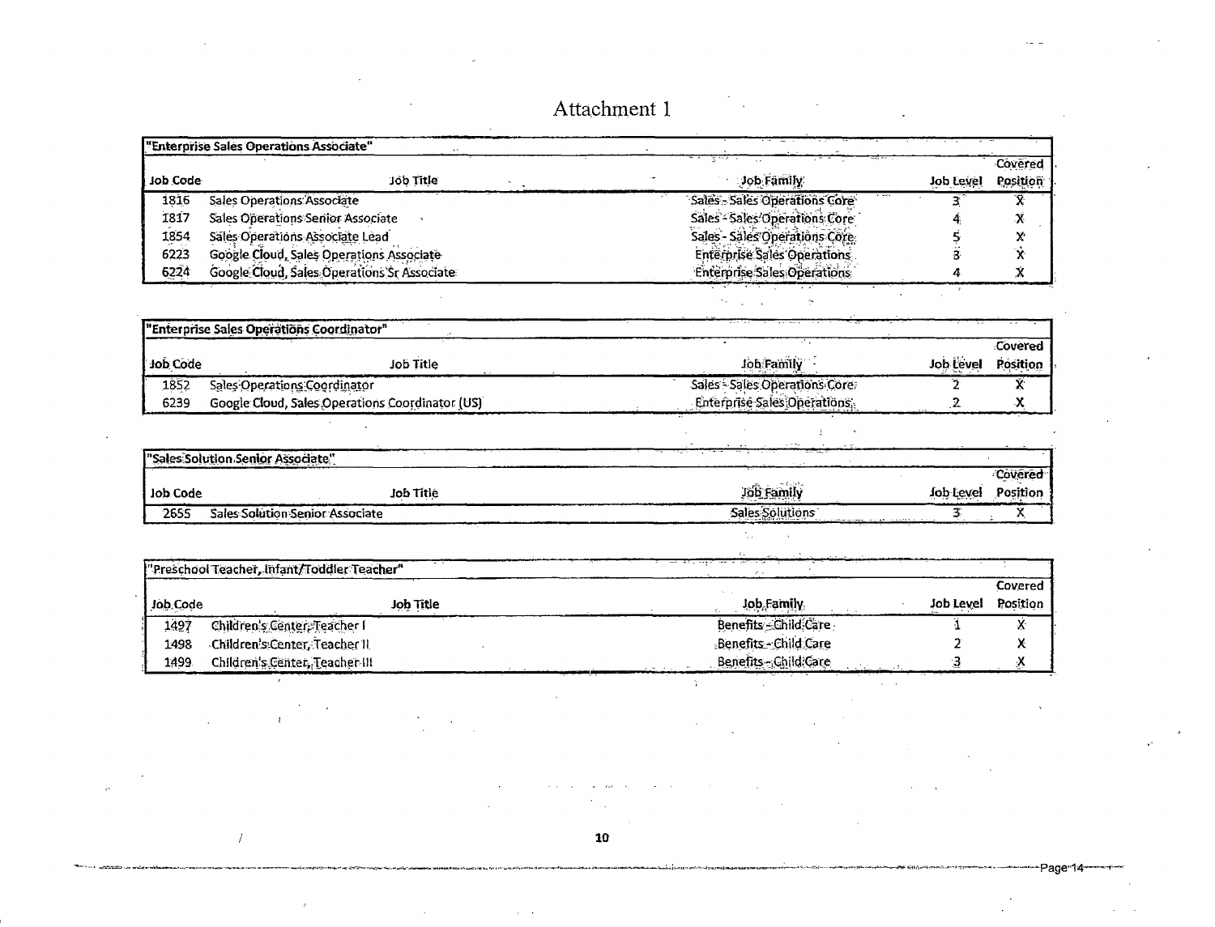# Attachment 1

| "Enterprise Sales Operations Associate" | | | | |
|---|---|---|---|---|
| **Job Code** | **Job Title** | **Job Family** | **Job Level** | **Covered Position** |
| 1816 | Sales Operations Associate | Sales - Sales Operations Core | 3 | X |
| 1817 | Sales Operations Senior Associate | Sales - Sales Operations Core | 4 | X |
| 1854 | Sales Operations Associate Lead | Sales - Sales Operations Core | 5 | X |
| 6223 | Google Cloud, Sales Operations Associate | Enterprise Sales Operations | 3 | X |
| 6224 | Google Cloud, Sales Operations Sr Associate | Enterprise Sales Operations | 4 | X |

| "Enterprise Sales Operations Coordinator" | | | | |
|---|---|---|---|---|
| **Job Code** | **Job Title** | **Job Family** | **Job Level** | **Covered Position** |
| 1852 | Sales Operations Coordinator | Sales - Sales Operations Core | 2 | X |
| 6239 | Google Cloud, Sales Operations Coordinator (US) | Enterprise Sales Operations | 2 | X |

| "Sales Solution Senior Associate" | | | | |
|---|---|---|---|---|
| **Job Code** | **Job Title** | **Job Family** | **Job Level** | **Covered Position** |
| 2655 | Sales Solution Senior Associate | Sales Solutions | 3 | X |

| "Preschool Teacher, Infant/Toddler Teacher" | | | | |
|---|---|---|---|---|
| **Job Code** | **Job Title** | **Job Family** | **Job Level** | **Covered Position** |
| 1497 | Children's Center, Teacher I | Benefits - Child Care | 1 | X |
| 1498 | Children's Center, Teacher II | Benefits - Child Care | 2 | X |
| 1499 | Children's Center, Teacher III | Benefits - Child Care | 3 | X |